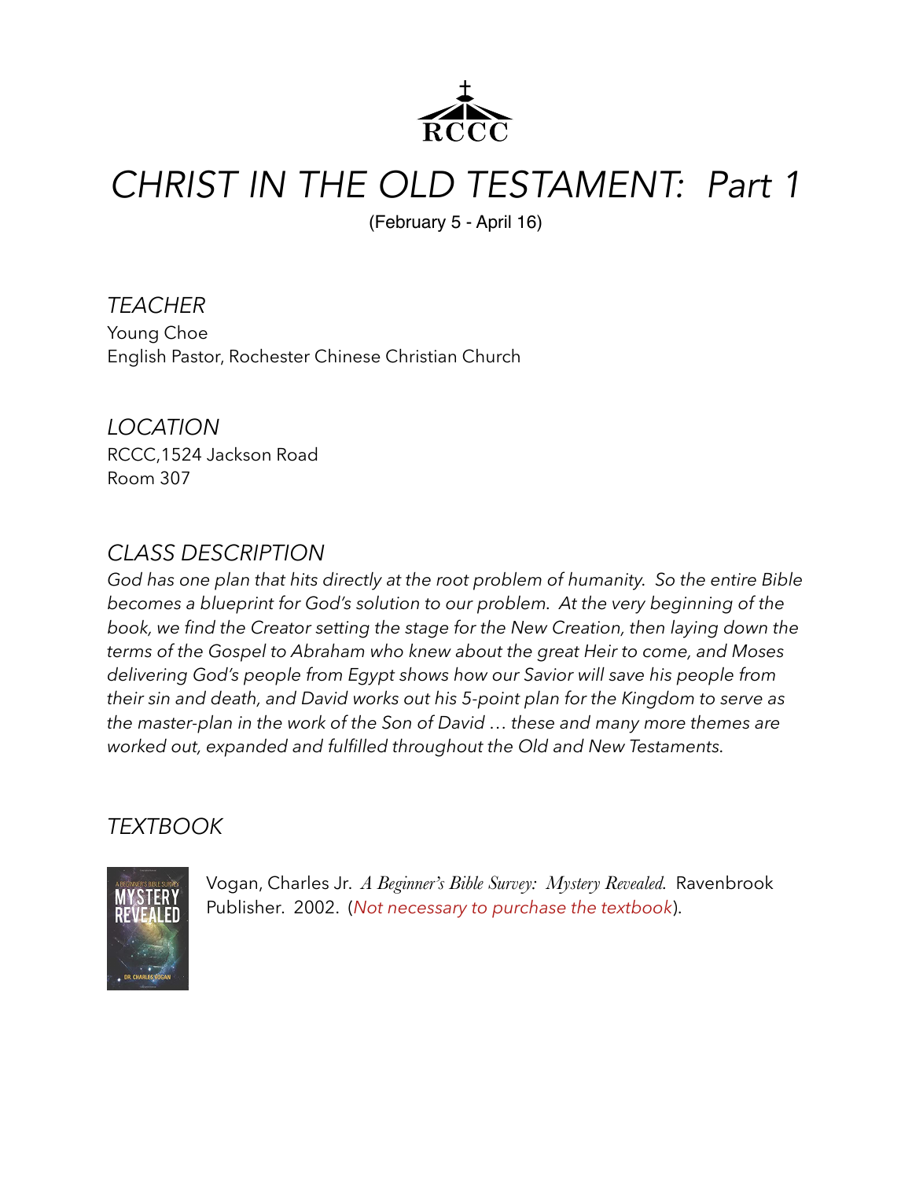RCCC

# *CHRIST IN THE OLD TESTAMENT: Part 1*

(February 5 - April 16)

## *TEACHER*

Young Choe
English Pastor, Rochester Chinese Christian Church

## *LOCATION*

RCCC,1524 Jackson Road
Room 307

## *CLASS DESCRIPTION*

*God has one plan that hits directly at the root problem of humanity. So the entire Bible becomes a blueprint for God's solution to our problem. At the very beginning of the book, we find the Creator setting the stage for the New Creation, then laying down the terms of the Gospel to Abraham who knew about the great Heir to come, and Moses delivering God's people from Egypt shows how our Savior will save his people from their sin and death, and David works out his 5-point plan for the Kingdom to serve as the master-plan in the work of the Son of David … these and many more themes are worked out, expanded and fulfilled throughout the Old and New Testaments.*

## *TEXTBOOK*

Vogan, Charles Jr. *A Beginner's Bible Survey: Mystery Revealed.* Ravenbrook Publisher. 2002. (*Not necessary to purchase the textbook*).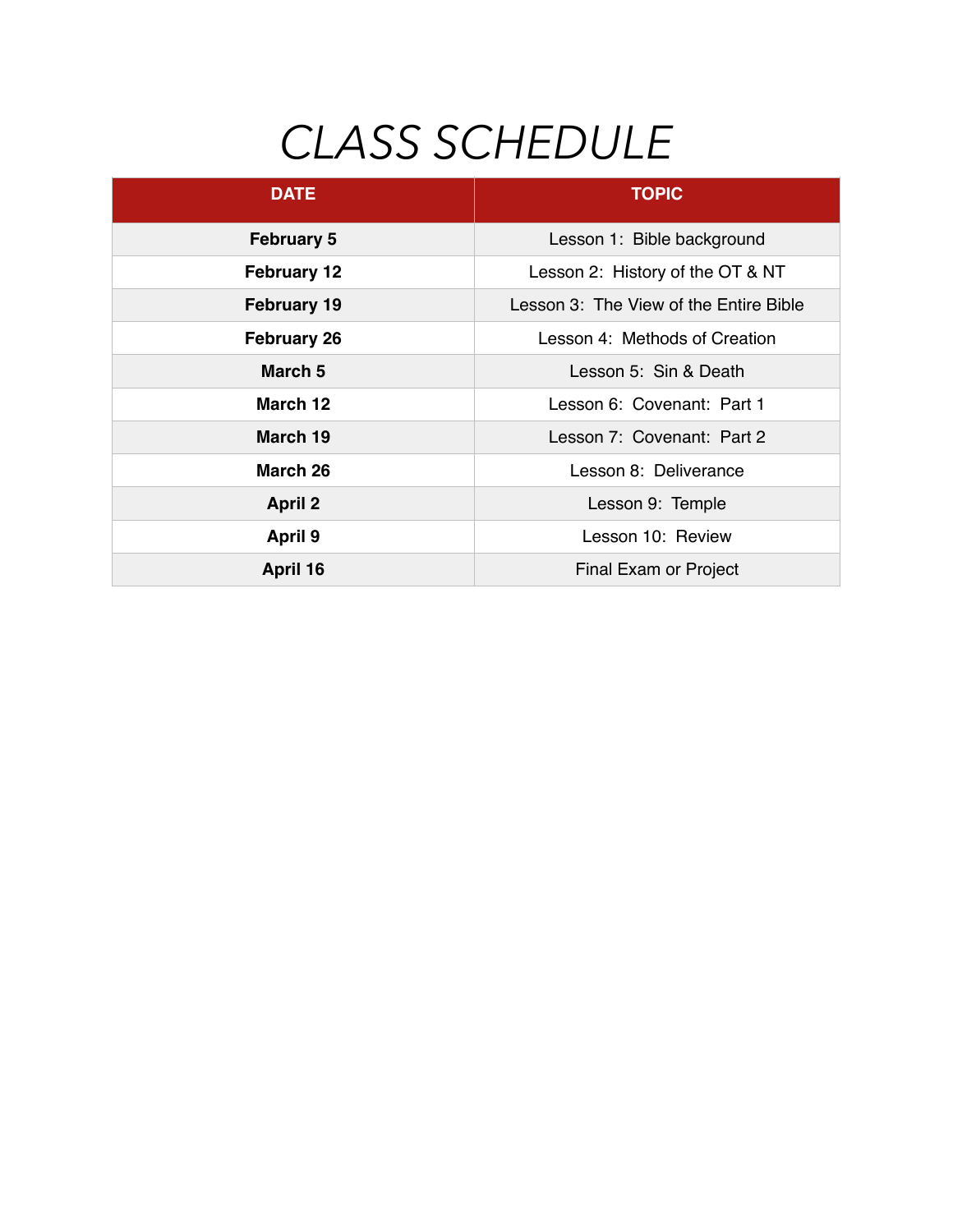# CLASS SCHEDULE

| DATE | TOPIC |
|---|---|
| **February 5** | Lesson 1: Bible background |
| **February 12** | Lesson 2: History of the OT & NT |
| **February 19** | Lesson 3: The View of the Entire Bible |
| **February 26** | Lesson 4: Methods of Creation |
| **March 5** | Lesson 5: Sin & Death |
| **March 12** | Lesson 6: Covenant: Part 1 |
| **March 19** | Lesson 7: Covenant: Part 2 |
| **March 26** | Lesson 8: Deliverance |
| **April 2** | Lesson 9: Temple |
| **April 9** | Lesson 10: Review |
| **April 16** | Final Exam or Project |